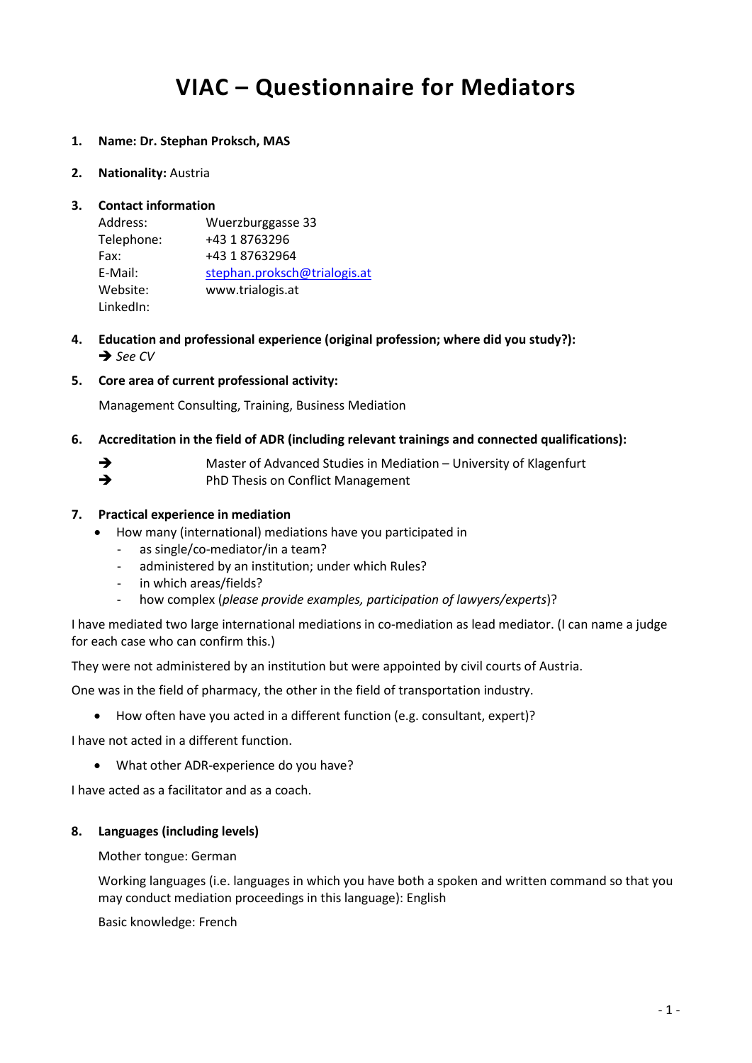# VIAC – Questionnaire for Mediators

1. **Name: Dr. Stephan Proksch, MAS**

2. **Nationality:** Austria

3. **Contact information**

   Address: Wuerzburggasse 33
   Telephone: +43 1 8763296
   Fax: +43 1 87632964
   E-Mail: stephan.proksch@trialogis.at
   Website: www.trialogis.at
   LinkedIn:

4. **Education and professional experience (original profession; where did you study?):**
   ➔ *See CV*

5. **Core area of current professional activity:**

   Management Consulting, Training, Business Mediation

6. **Accreditation in the field of ADR (including relevant trainings and connected qualifications):**

   ➔ Master of Advanced Studies in Mediation – University of Klagenfurt
   ➔ PhD Thesis on Conflict Management

7. **Practical experience in mediation**
   - How many (international) mediations have you participated in
     - as single/co-mediator/in a team?
     - administered by an institution; under which Rules?
     - in which areas/fields?
     - how complex (*please provide examples, participation of lawyers/experts*)?

I have mediated two large international mediations in co-mediation as lead mediator. (I can name a judge for each case who can confirm this.)

They were not administered by an institution but were appointed by civil courts of Austria.

One was in the field of pharmacy, the other in the field of transportation industry.

- How often have you acted in a different function (e.g. consultant, expert)?

I have not acted in a different function.

- What other ADR-experience do you have?

I have acted as a facilitator and as a coach.

8. **Languages (including levels)**

   Mother tongue: German

   Working languages (i.e. languages in which you have both a spoken and written command so that you may conduct mediation proceedings in this language): English

   Basic knowledge: French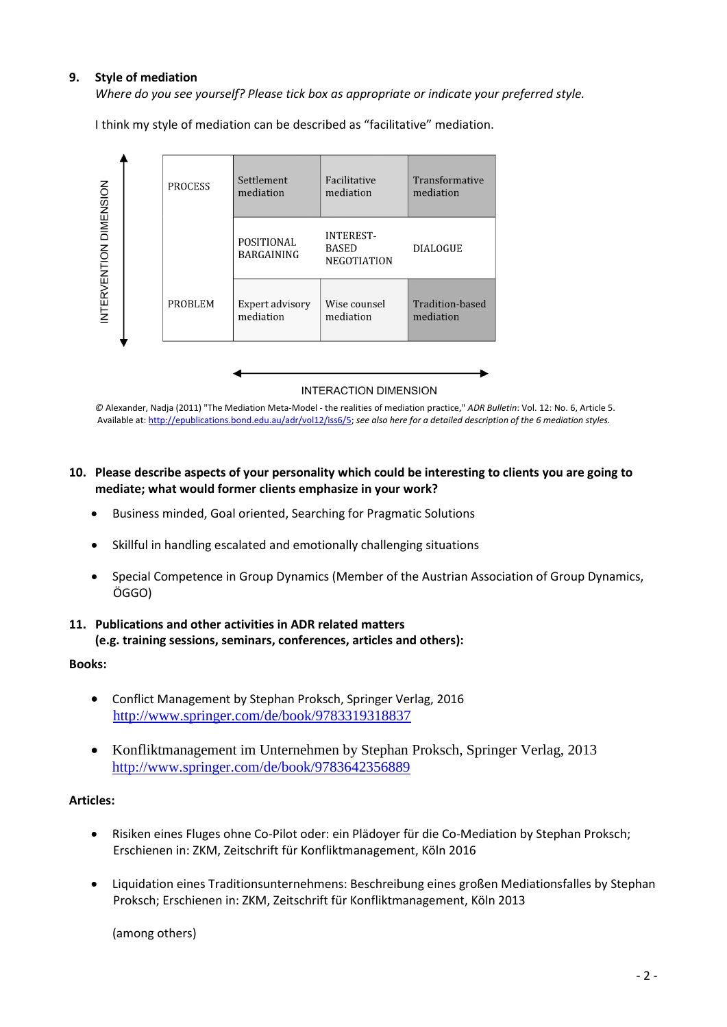**9. Style of mediation**

*Where do you see yourself? Please tick box as appropriate or indicate your preferred style.*

I think my style of mediation can be described as “facilitative” mediation.

INTERVENTION DIMENSION

| | | | |
|---|---|---|---|
| PROCESS | Settlement mediation | Facilitative mediation | Transformative mediation |
| | POSITIONAL BARGAINING | INTEREST-BASED NEGOTIATION | DIALOGUE |
| PROBLEM | Expert advisory mediation | Wise counsel mediation | Tradition-based mediation |

INTERACTION DIMENSION

© Alexander, Nadja (2011) "The Mediation Meta-Model - the realities of mediation practice," *ADR Bulletin*: Vol. 12: No. 6, Article 5. Available at: http://epublications.bond.edu.au/adr/vol12/iss6/5; *see also here for a detailed description of the 6 mediation styles.*

**10. Please describe aspects of your personality which could be interesting to clients you are going to mediate; what would former clients emphasize in your work?**

- Business minded, Goal oriented, Searching for Pragmatic Solutions
- Skillful in handling escalated and emotionally challenging situations
- Special Competence in Group Dynamics (Member of the Austrian Association of Group Dynamics, ÖGGO)

**11. Publications and other activities in ADR related matters (e.g. training sessions, seminars, conferences, articles and others):**

**Books:**

- Conflict Management by Stephan Proksch, Springer Verlag, 2016
  http://www.springer.com/de/book/9783319318837
- Konfliktmanagement im Unternehmen by Stephan Proksch, Springer Verlag, 2013
  http://www.springer.com/de/book/9783642356889

**Articles:**

- Risiken eines Fluges ohne Co-Pilot oder: ein Plädoyer für die Co-Mediation by Stephan Proksch; Erschienen in: ZKM, Zeitschrift für Konfliktmanagement, Köln 2016
- Liquidation eines Traditionsunternehmens: Beschreibung eines großen Mediationsfalles by Stephan Proksch; Erschienen in: ZKM, Zeitschrift für Konfliktmanagement, Köln 2013

(among others)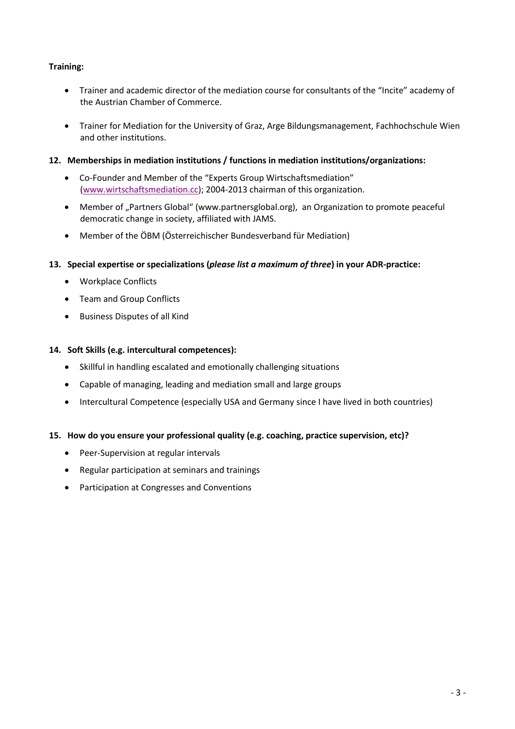**Training:**

- Trainer and academic director of the mediation course for consultants of the "Incite" academy of the Austrian Chamber of Commerce.
- Trainer for Mediation for the University of Graz, Arge Bildungsmanagement, Fachhochschule Wien and other institutions.

**12. Memberships in mediation institutions / functions in mediation institutions/organizations:**

- Co-Founder and Member of the "Experts Group Wirtschaftsmediation" (www.wirtschaftsmediation.cc); 2004-2013 chairman of this organization.
- Member of „Partners Global" (www.partnersglobal.org), an Organization to promote peaceful democratic change in society, affiliated with JAMS.
- Member of the ÖBM (Österreichischer Bundesverband für Mediation)

**13. Special expertise or specializations (*please list a maximum of three*) in your ADR-practice:**

- Workplace Conflicts
- Team and Group Conflicts
- Business Disputes of all Kind

**14. Soft Skills (e.g. intercultural competences):**

- Skillful in handling escalated and emotionally challenging situations
- Capable of managing, leading and mediation small and large groups
- Intercultural Competence (especially USA and Germany since I have lived in both countries)

**15. How do you ensure your professional quality (e.g. coaching, practice supervision, etc)?**

- Peer-Supervision at regular intervals
- Regular participation at seminars and trainings
- Participation at Congresses and Conventions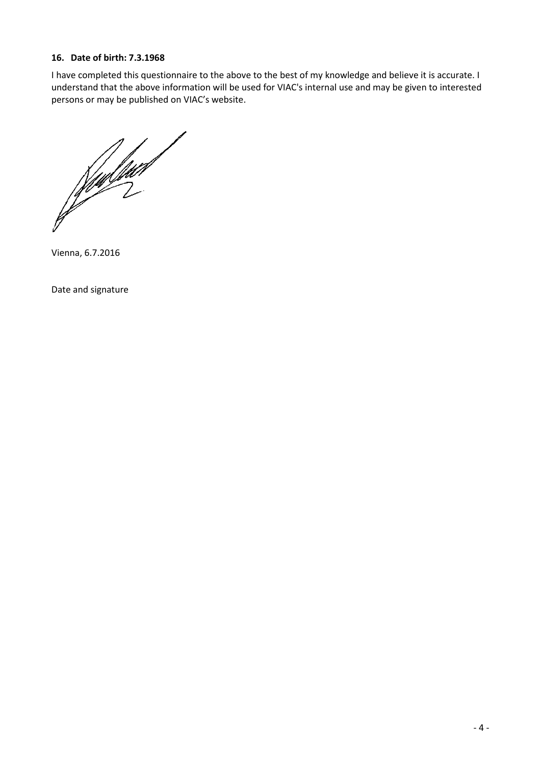**16. Date of birth: 7.3.1968**

I have completed this questionnaire to the above to the best of my knowledge and believe it is accurate. I understand that the above information will be used for VIAC's internal use and may be given to interested persons or may be published on VIAC's website.

Vienna, 6.7.2016

Date and signature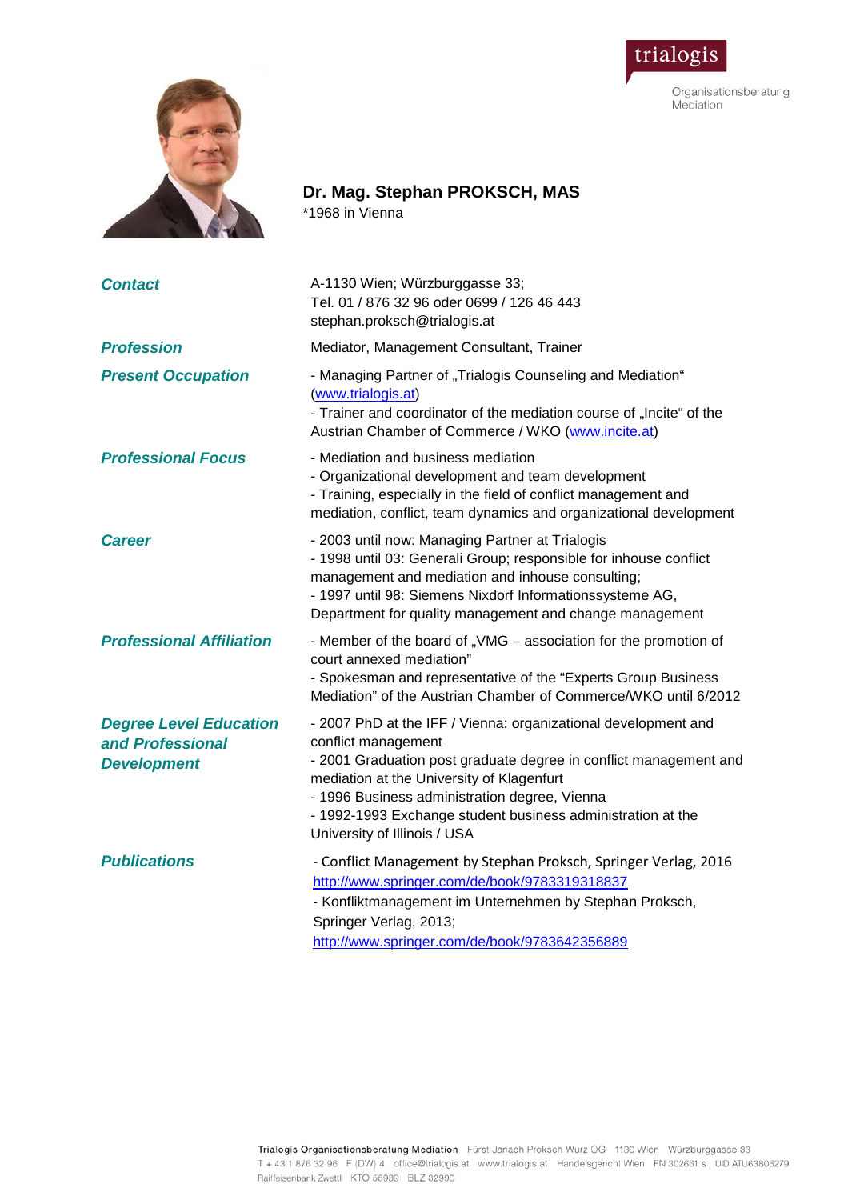trialogis

Organisationsberatung
Mediation

**Dr. Mag. Stephan PROKSCH, MAS**
*1968 in Vienna

| | |
|---|---|
| ***Contact*** | A-1130 Wien; Würzburggasse 33;<br>Tel. 01 / 876 32 96 oder 0699 / 126 46 443<br>stephan.proksch@trialogis.at |
| ***Profession*** | Mediator, Management Consultant, Trainer |
| ***Present Occupation*** | - Managing Partner of „Trialogis Counseling and Mediation" (www.trialogis.at)<br>- Trainer and coordinator of the mediation course of „Incite" of the Austrian Chamber of Commerce / WKO (www.incite.at) |
| ***Professional Focus*** | - Mediation and business mediation<br>- Organizational development and team development<br>- Training, especially in the field of conflict management and mediation, conflict, team dynamics and organizational development |
| ***Career*** | - 2003 until now: Managing Partner at Trialogis<br>- 1998 until 03: Generali Group; responsible for inhouse conflict management and mediation and inhouse consulting;<br>- 1997 until 98: Siemens Nixdorf Informationssysteme AG, Department for quality management and change management |
| ***Professional Affiliation*** | - Member of the board of „VMG – association for the promotion of court annexed mediation"<br>- Spokesman and representative of the "Experts Group Business Mediation" of the Austrian Chamber of Commerce/WKO until 6/2012 |
| ***Degree Level Education and Professional Development*** | - 2007 PhD at the IFF / Vienna: organizational development and conflict management<br>- 2001 Graduation post graduate degree in conflict management and mediation at the University of Klagenfurt<br>- 1996 Business administration degree, Vienna<br>- 1992-1993 Exchange student business administration at the University of Illinois / USA |
| ***Publications*** | - Conflict Management by Stephan Proksch, Springer Verlag, 2016<br>http://www.springer.com/de/book/9783319318837<br>- Konfliktmanagement im Unternehmen by Stephan Proksch, Springer Verlag, 2013;<br>http://www.springer.com/de/book/9783642356889 |

**Trialogis Organisationsberatung Mediation** Fürst Janach Proksch Wurz OG 1130 Wien Würzburggasse 33
T + 43 1 876 32 96 F (DW) 4 office@trialogis.at www.trialogis.at Handelsgericht Wien FN 302661 s UID ATU63806279
Raiffeisenbank Zwettl KTO 55939 BLZ 32990